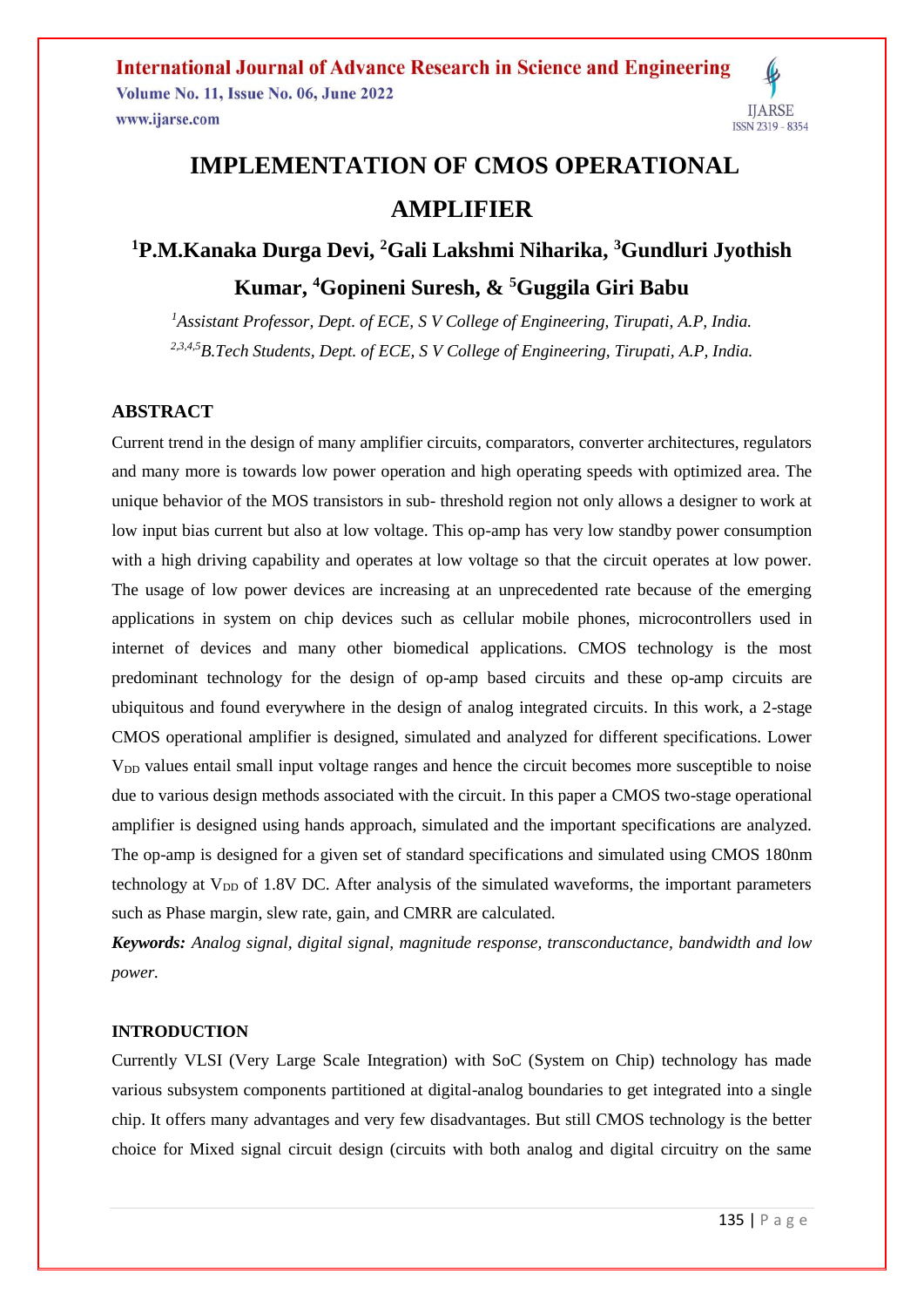# IMPLEMENTATION OF CMOS OPERATIONAL AMPLIFIER

## [1]P.M.Kanaka Durga Devi, [2]Gali Lakshmi Niharika, [3]Gundluri Jyothish Kumar, [4]Gopineni Suresh, & [5]Guggila Giri Babu

*[1]Assistant Professor, Dept. of ECE, S V College of Engineering, Tirupati, A.P, India.*

*[2,3,4,5]B.Tech Students, Dept. of ECE, S V College of Engineering, Tirupati, A.P, India.*

### ABSTRACT

Current trend in the design of many amplifier circuits, comparators, converter architectures, regulators and many more is towards low power operation and high operating speeds with optimized area. The unique behavior of the MOS transistors in sub- threshold region not only allows a designer to work at low input bias current but also at low voltage. This op-amp has very low standby power consumption with a high driving capability and operates at low voltage so that the circuit operates at low power. The usage of low power devices are increasing at an unprecedented rate because of the emerging applications in system on chip devices such as cellular mobile phones, microcontrollers used in internet of devices and many other biomedical applications. CMOS technology is the most predominant technology for the design of op-amp based circuits and these op-amp circuits are ubiquitous and found everywhere in the design of analog integrated circuits. In this work, a 2-stage CMOS operational amplifier is designed, simulated and analyzed for different specifications. Lower $V_{DD}$ values entail small input voltage ranges and hence the circuit becomes more susceptible to noise due to various design methods associated with the circuit. In this paper a CMOS two-stage operational amplifier is designed using hands approach, simulated and the important specifications are analyzed. The op-amp is designed for a given set of standard specifications and simulated using CMOS 180nm technology at $V_{DD}$ of 1.8V DC. After analysis of the simulated waveforms, the important parameters such as Phase margin, slew rate, gain, and CMRR are calculated.

***Keywords:*** *Analog signal, digital signal, magnitude response, transconductance, bandwidth and low power.*

### INTRODUCTION

Currently VLSI (Very Large Scale Integration) with SoC (System on Chip) technology has made various subsystem components partitioned at digital-analog boundaries to get integrated into a single chip. It offers many advantages and very few disadvantages. But still CMOS technology is the better choice for Mixed signal circuit design (circuits with both analog and digital circuitry on the same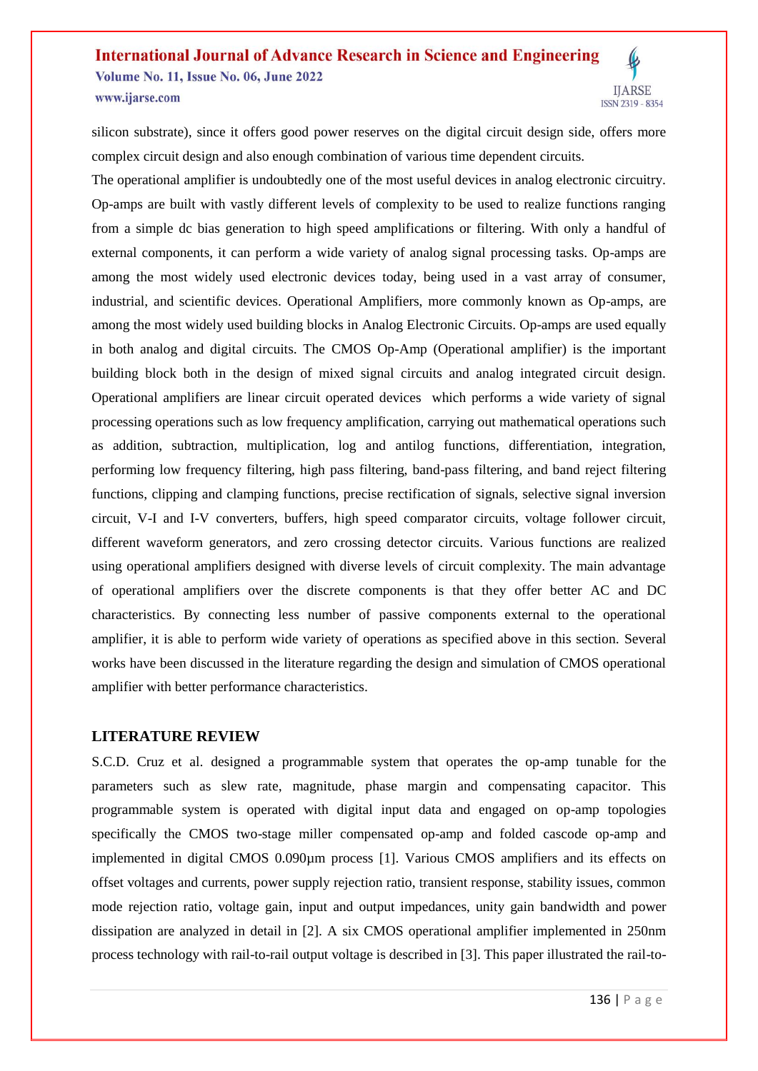silicon substrate), since it offers good power reserves on the digital circuit design side, offers more complex circuit design and also enough combination of various time dependent circuits.

The operational amplifier is undoubtedly one of the most useful devices in analog electronic circuitry. Op-amps are built with vastly different levels of complexity to be used to realize functions ranging from a simple dc bias generation to high speed amplifications or filtering. With only a handful of external components, it can perform a wide variety of analog signal processing tasks. Op-amps are among the most widely used electronic devices today, being used in a vast array of consumer, industrial, and scientific devices. Operational Amplifiers, more commonly known as Op-amps, are among the most widely used building blocks in Analog Electronic Circuits. Op-amps are used equally in both analog and digital circuits. The CMOS Op-Amp (Operational amplifier) is the important building block both in the design of mixed signal circuits and analog integrated circuit design. Operational amplifiers are linear circuit operated devices which performs a wide variety of signal processing operations such as low frequency amplification, carrying out mathematical operations such as addition, subtraction, multiplication, log and antilog functions, differentiation, integration, performing low frequency filtering, high pass filtering, band-pass filtering, and band reject filtering functions, clipping and clamping functions, precise rectification of signals, selective signal inversion circuit, V-I and I-V converters, buffers, high speed comparator circuits, voltage follower circuit, different waveform generators, and zero crossing detector circuits. Various functions are realized using operational amplifiers designed with diverse levels of circuit complexity. The main advantage of operational amplifiers over the discrete components is that they offer better AC and DC characteristics. By connecting less number of passive components external to the operational amplifier, it is able to perform wide variety of operations as specified above in this section. Several works have been discussed in the literature regarding the design and simulation of CMOS operational amplifier with better performance characteristics.

## LITERATURE REVIEW

S.C.D. Cruz et al. designed a programmable system that operates the op-amp tunable for the parameters such as slew rate, magnitude, phase margin and compensating capacitor. This programmable system is operated with digital input data and engaged on op-amp topologies specifically the CMOS two-stage miller compensated op-amp and folded cascode op-amp and implemented in digital CMOS 0.090µm process [1]. Various CMOS amplifiers and its effects on offset voltages and currents, power supply rejection ratio, transient response, stability issues, common mode rejection ratio, voltage gain, input and output impedances, unity gain bandwidth and power dissipation are analyzed in detail in [2]. A six CMOS operational amplifier implemented in 250nm process technology with rail-to-rail output voltage is described in [3]. This paper illustrated the rail-to-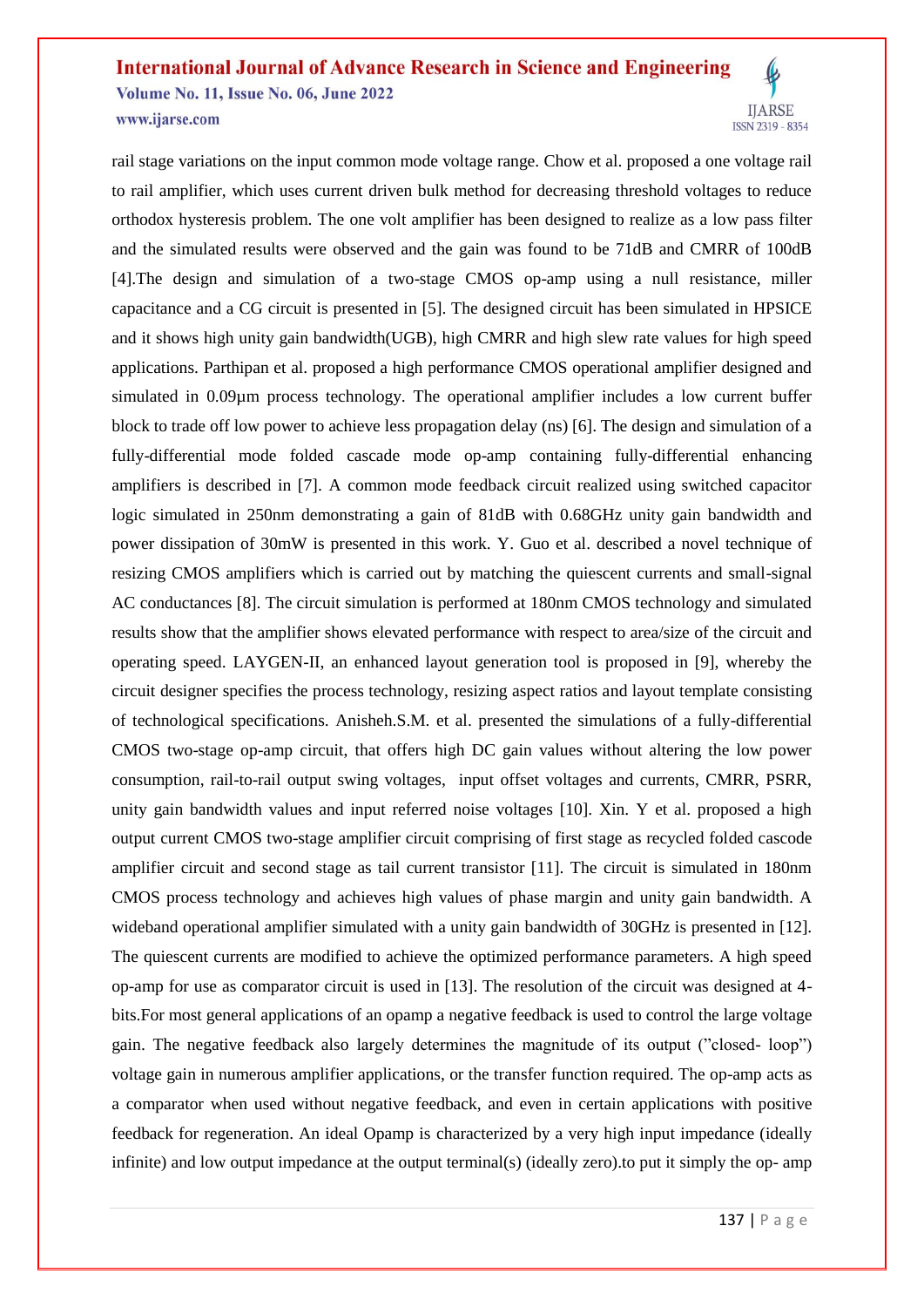rail stage variations on the input common mode voltage range. Chow et al. proposed a one voltage rail to rail amplifier, which uses current driven bulk method for decreasing threshold voltages to reduce orthodox hysteresis problem. The one volt amplifier has been designed to realize as a low pass filter and the simulated results were observed and the gain was found to be 71dB and CMRR of 100dB [4].The design and simulation of a two-stage CMOS op-amp using a null resistance, miller capacitance and a CG circuit is presented in [5]. The designed circuit has been simulated in HPSICE and it shows high unity gain bandwidth(UGB), high CMRR and high slew rate values for high speed applications. Parthipan et al. proposed a high performance CMOS operational amplifier designed and simulated in 0.09µm process technology. The operational amplifier includes a low current buffer block to trade off low power to achieve less propagation delay (ns) [6]. The design and simulation of a fully-differential mode folded cascade mode op-amp containing fully-differential enhancing amplifiers is described in [7]. A common mode feedback circuit realized using switched capacitor logic simulated in 250nm demonstrating a gain of 81dB with 0.68GHz unity gain bandwidth and power dissipation of 30mW is presented in this work. Y. Guo et al. described a novel technique of resizing CMOS amplifiers which is carried out by matching the quiescent currents and small-signal AC conductances [8]. The circuit simulation is performed at 180nm CMOS technology and simulated results show that the amplifier shows elevated performance with respect to area/size of the circuit and operating speed. LAYGEN-II, an enhanced layout generation tool is proposed in [9], whereby the circuit designer specifies the process technology, resizing aspect ratios and layout template consisting of technological specifications. Anisheh.S.M. et al. presented the simulations of a fully-differential CMOS two-stage op-amp circuit, that offers high DC gain values without altering the low power consumption, rail-to-rail output swing voltages, input offset voltages and currents, CMRR, PSRR, unity gain bandwidth values and input referred noise voltages [10]. Xin. Y et al. proposed a high output current CMOS two-stage amplifier circuit comprising of first stage as recycled folded cascode amplifier circuit and second stage as tail current transistor [11]. The circuit is simulated in 180nm CMOS process technology and achieves high values of phase margin and unity gain bandwidth. A wideband operational amplifier simulated with a unity gain bandwidth of 30GHz is presented in [12]. The quiescent currents are modified to achieve the optimized performance parameters. A high speed op-amp for use as comparator circuit is used in [13]. The resolution of the circuit was designed at 4-bits.For most general applications of an opamp a negative feedback is used to control the large voltage gain. The negative feedback also largely determines the magnitude of its output ("closed- loop") voltage gain in numerous amplifier applications, or the transfer function required. The op-amp acts as a comparator when used without negative feedback, and even in certain applications with positive feedback for regeneration. An ideal Opamp is characterized by a very high input impedance (ideally infinite) and low output impedance at the output terminal(s) (ideally zero).to put it simply the op- amp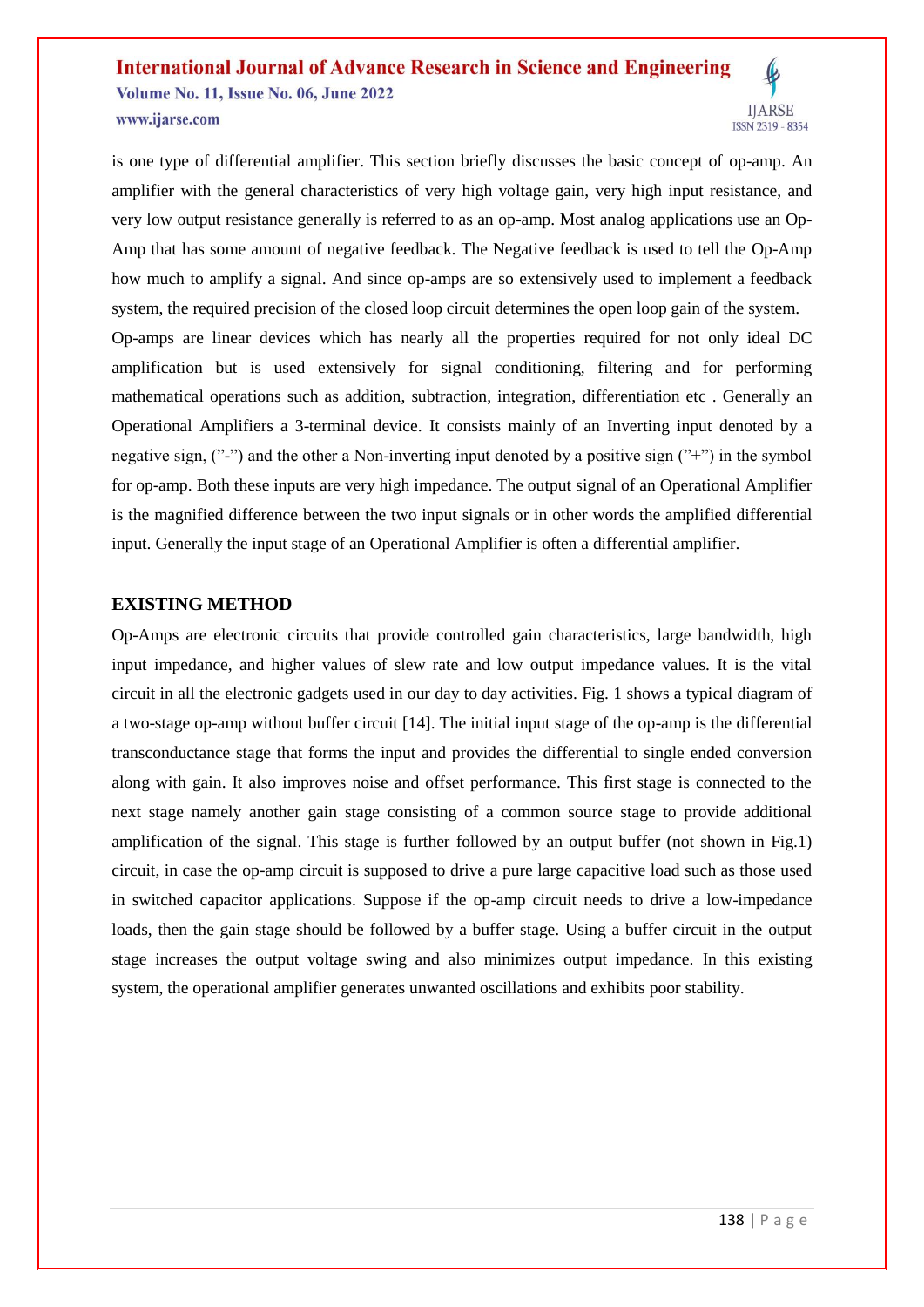is one type of differential amplifier. This section briefly discusses the basic concept of op-amp. An amplifier with the general characteristics of very high voltage gain, very high input resistance, and very low output resistance generally is referred to as an op-amp. Most analog applications use an Op-Amp that has some amount of negative feedback. The Negative feedback is used to tell the Op-Amp how much to amplify a signal. And since op-amps are so extensively used to implement a feedback system, the required precision of the closed loop circuit determines the open loop gain of the system.

Op-amps are linear devices which has nearly all the properties required for not only ideal DC amplification but is used extensively for signal conditioning, filtering and for performing mathematical operations such as addition, subtraction, integration, differentiation etc . Generally an Operational Amplifiers a 3-terminal device. It consists mainly of an Inverting input denoted by a negative sign, ("-") and the other a Non-inverting input denoted by a positive sign ("+") in the symbol for op-amp. Both these inputs are very high impedance. The output signal of an Operational Amplifier is the magnified difference between the two input signals or in other words the amplified differential input. Generally the input stage of an Operational Amplifier is often a differential amplifier.

## EXISTING METHOD

Op-Amps are electronic circuits that provide controlled gain characteristics, large bandwidth, high input impedance, and higher values of slew rate and low output impedance values. It is the vital circuit in all the electronic gadgets used in our day to day activities. Fig. 1 shows a typical diagram of a two-stage op-amp without buffer circuit [14]. The initial input stage of the op-amp is the differential transconductance stage that forms the input and provides the differential to single ended conversion along with gain. It also improves noise and offset performance. This first stage is connected to the next stage namely another gain stage consisting of a common source stage to provide additional amplification of the signal. This stage is further followed by an output buffer (not shown in Fig.1) circuit, in case the op-amp circuit is supposed to drive a pure large capacitive load such as those used in switched capacitor applications. Suppose if the op-amp circuit needs to drive a low-impedance loads, then the gain stage should be followed by a buffer stage. Using a buffer circuit in the output stage increases the output voltage swing and also minimizes output impedance. In this existing system, the operational amplifier generates unwanted oscillations and exhibits poor stability.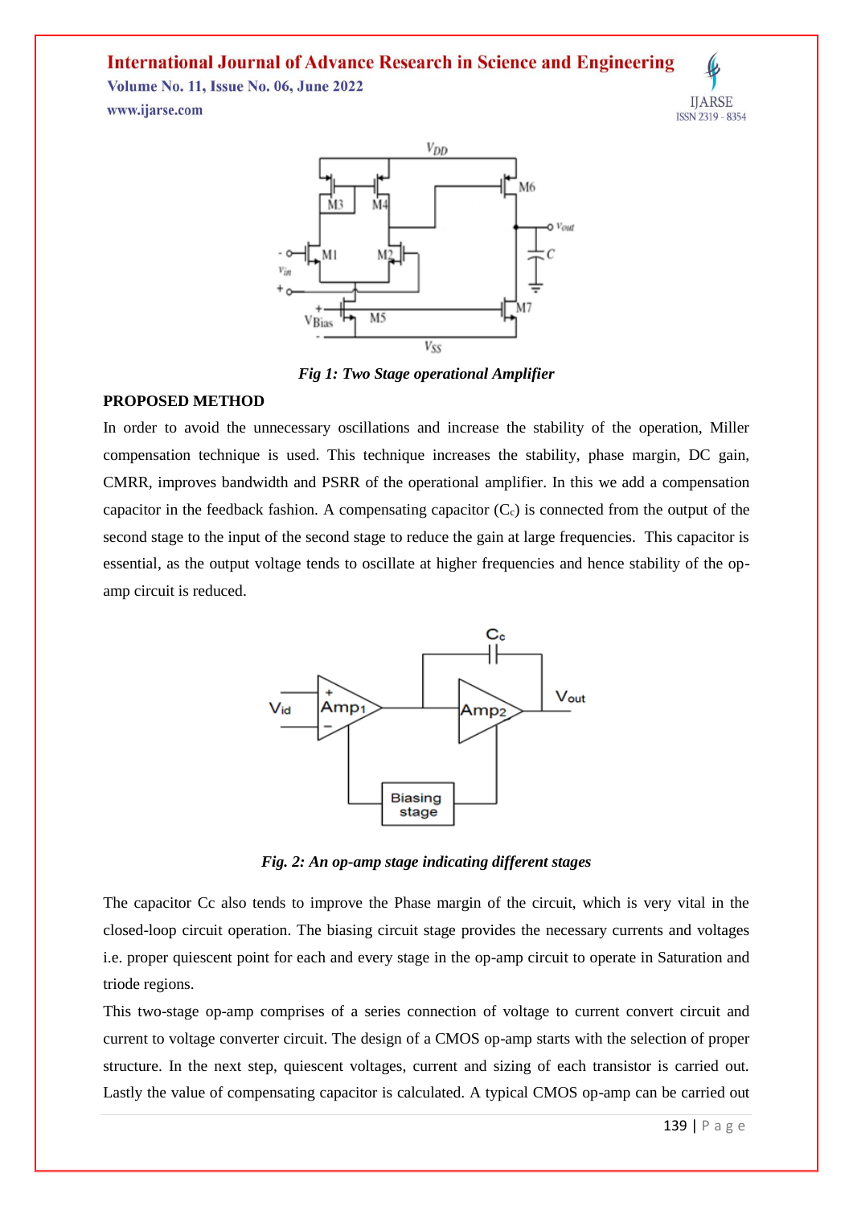*Fig 1: Two Stage operational Amplifier*

**PROPOSED METHOD**

In order to avoid the unnecessary oscillations and increase the stability of the operation, Miller compensation technique is used. This technique increases the stability, phase margin, DC gain, CMRR, improves bandwidth and PSRR of the operational amplifier. In this we add a compensation capacitor in the feedback fashion. A compensating capacitor ($C_c$) is connected from the output of the second stage to the input of the second stage to reduce the gain at large frequencies. This capacitor is essential, as the output voltage tends to oscillate at higher frequencies and hence stability of the op-amp circuit is reduced.

*Fig. 2: An op-amp stage indicating different stages*

The capacitor Cc also tends to improve the Phase margin of the circuit, which is very vital in the closed-loop circuit operation. The biasing circuit stage provides the necessary currents and voltages i.e. proper quiescent point for each and every stage in the op-amp circuit to operate in Saturation and triode regions.

This two-stage op-amp comprises of a series connection of voltage to current convert circuit and current to voltage converter circuit. The design of a CMOS op-amp starts with the selection of proper structure. In the next step, quiescent voltages, current and sizing of each transistor is carried out. Lastly the value of compensating capacitor is calculated. A typical CMOS op-amp can be carried out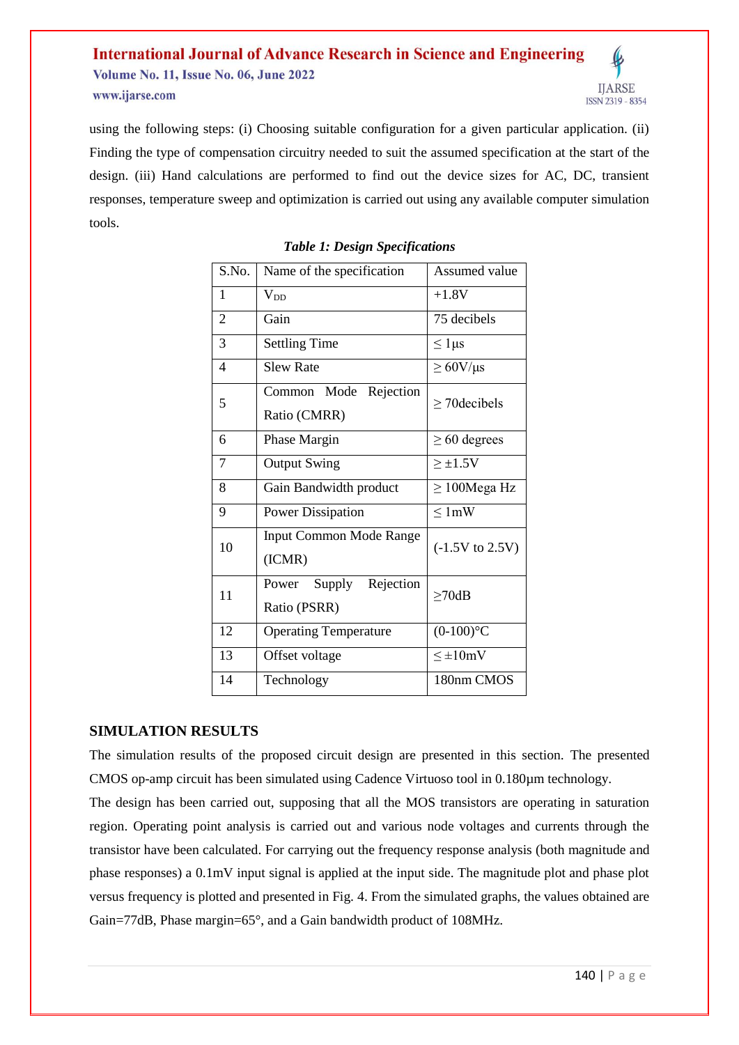using the following steps: (i) Choosing suitable configuration for a given particular application. (ii) Finding the type of compensation circuitry needed to suit the assumed specification at the start of the design. (iii) Hand calculations are performed to find out the device sizes for AC, DC, transient responses, temperature sweep and optimization is carried out using any available computer simulation tools.

***Table 1: Design Specifications***

| S.No. | Name of the specification | Assumed value |
|---|---|---|
| 1 | $V_{DD}$ | +1.8V |
| 2 | Gain | 75 decibels |
| 3 | Settling Time | $\leq$ 1µs |
| 4 | Slew Rate | $\geq$ 60V/µs |
| 5 | Common Mode Rejection Ratio (CMRR) | $\geq$ 70decibels |
| 6 | Phase Margin | $\geq$ 60 degrees |
| 7 | Output Swing | $\geq \pm$1.5V |
| 8 | Gain Bandwidth product | $\geq$ 100Mega Hz |
| 9 | Power Dissipation | $\leq$ 1mW |
| 10 | Input Common Mode Range (ICMR) | (-1.5V to 2.5V) |
| 11 | Power Supply Rejection Ratio (PSRR) | $\geq$70dB |
| 12 | Operating Temperature | (0-100)°C |
| 13 | Offset voltage | $\leq \pm$10mV |
| 14 | Technology | 180nm CMOS |

## SIMULATION RESULTS

The simulation results of the proposed circuit design are presented in this section. The presented CMOS op-amp circuit has been simulated using Cadence Virtuoso tool in 0.180µm technology.

The design has been carried out, supposing that all the MOS transistors are operating in saturation region. Operating point analysis is carried out and various node voltages and currents through the transistor have been calculated. For carrying out the frequency response analysis (both magnitude and phase responses) a 0.1mV input signal is applied at the input side. The magnitude plot and phase plot versus frequency is plotted and presented in Fig. 4. From the simulated graphs, the values obtained are Gain=77dB, Phase margin=65°, and a Gain bandwidth product of 108MHz.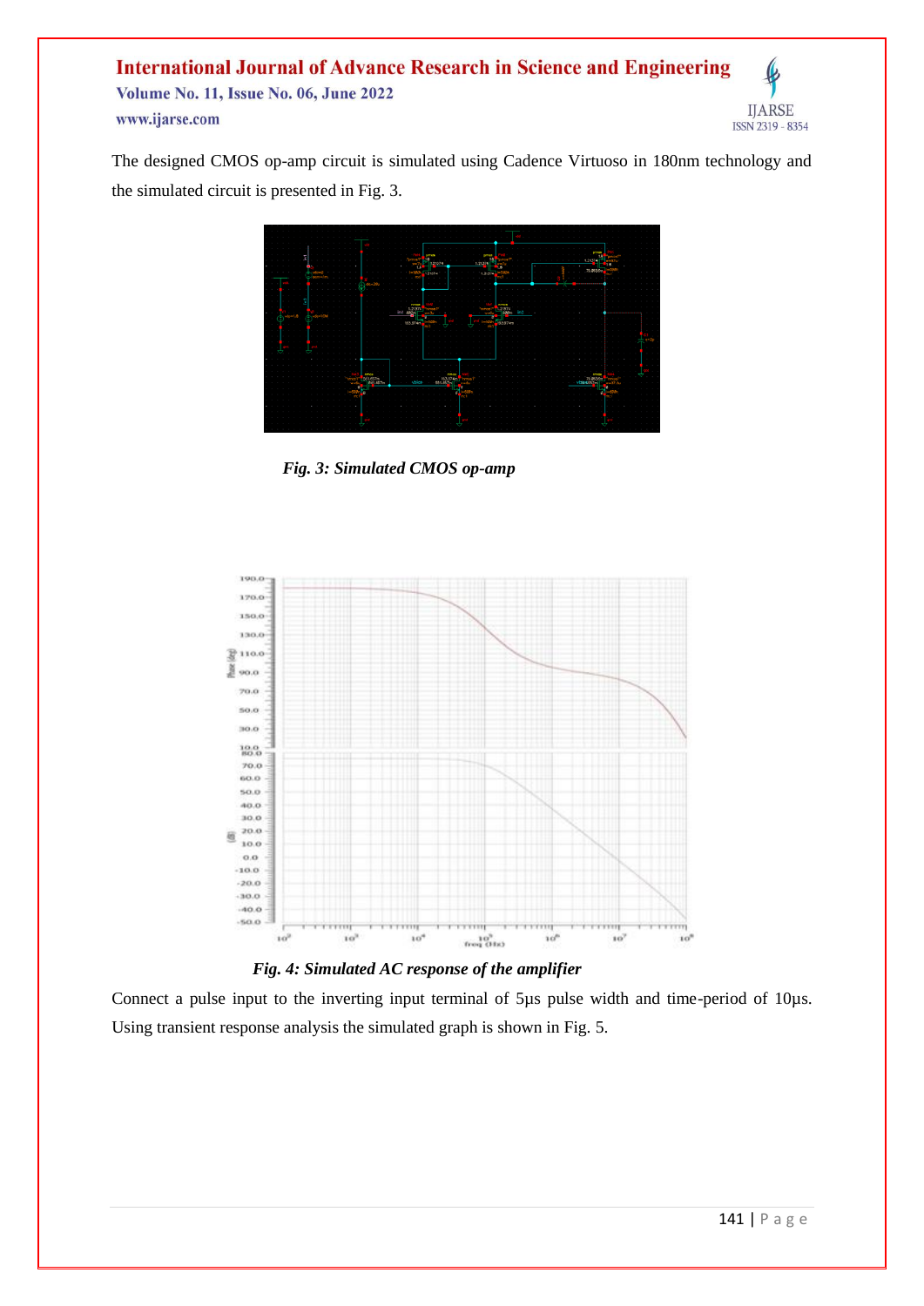The designed CMOS op-amp circuit is simulated using Cadence Virtuoso in 180nm technology and the simulated circuit is presented in Fig. 3.

*Fig. 3: Simulated CMOS op-amp*

*Fig. 4: Simulated AC response of the amplifier*

Connect a pulse input to the inverting input terminal of 5μs pulse width and time-period of 10μs. Using transient response analysis the simulated graph is shown in Fig. 5.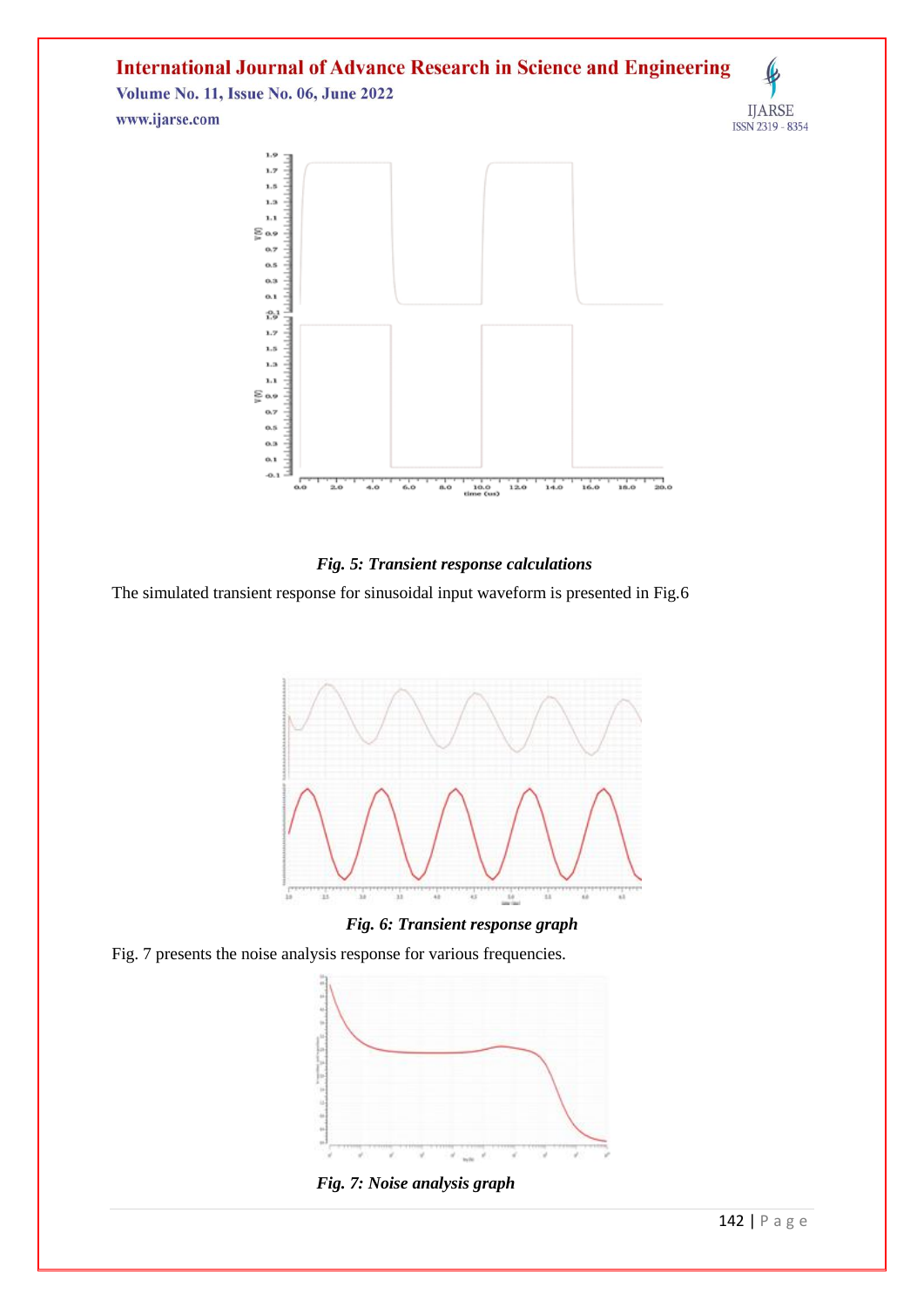*Fig. 5: Transient response calculations*

The simulated transient response for sinusoidal input waveform is presented in Fig.6

***Fig. 6: Transient response graph***

Fig. 7 presents the noise analysis response for various frequencies.

***Fig. 7: Noise analysis graph***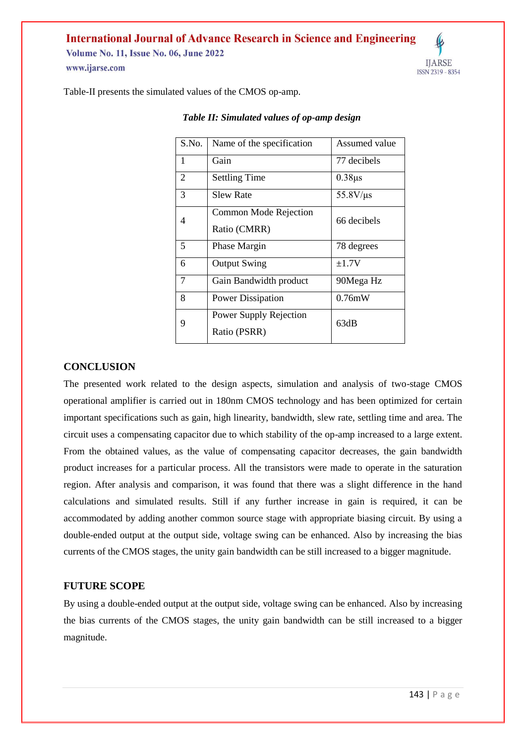Table-II presents the simulated values of the CMOS op-amp.

***Table II: Simulated values of op-amp design***

| S.No. | Name of the specification | Assumed value |
|---|---|---|
| 1 | Gain | 77 decibels |
| 2 | Settling Time | 0.38µs |
| 3 | Slew Rate | 55.8V/µs |
| 4 | Common Mode Rejection Ratio (CMRR) | 66 decibels |
| 5 | Phase Margin | 78 degrees |
| 6 | Output Swing | ±1.7V |
| 7 | Gain Bandwidth product | 90Mega Hz |
| 8 | Power Dissipation | 0.76mW |
| 9 | Power Supply Rejection Ratio (PSRR) | 63dB |

## CONCLUSION

The presented work related to the design aspects, simulation and analysis of two-stage CMOS operational amplifier is carried out in 180nm CMOS technology and has been optimized for certain important specifications such as gain, high linearity, bandwidth, slew rate, settling time and area. The circuit uses a compensating capacitor due to which stability of the op-amp increased to a large extent. From the obtained values, as the value of compensating capacitor decreases, the gain bandwidth product increases for a particular process. All the transistors were made to operate in the saturation region. After analysis and comparison, it was found that there was a slight difference in the hand calculations and simulated results. Still if any further increase in gain is required, it can be accommodated by adding another common source stage with appropriate biasing circuit. By using a double-ended output at the output side, voltage swing can be enhanced. Also by increasing the bias currents of the CMOS stages, the unity gain bandwidth can be still increased to a bigger magnitude.

## FUTURE SCOPE

By using a double-ended output at the output side, voltage swing can be enhanced. Also by increasing the bias currents of the CMOS stages, the unity gain bandwidth can be still increased to a bigger magnitude.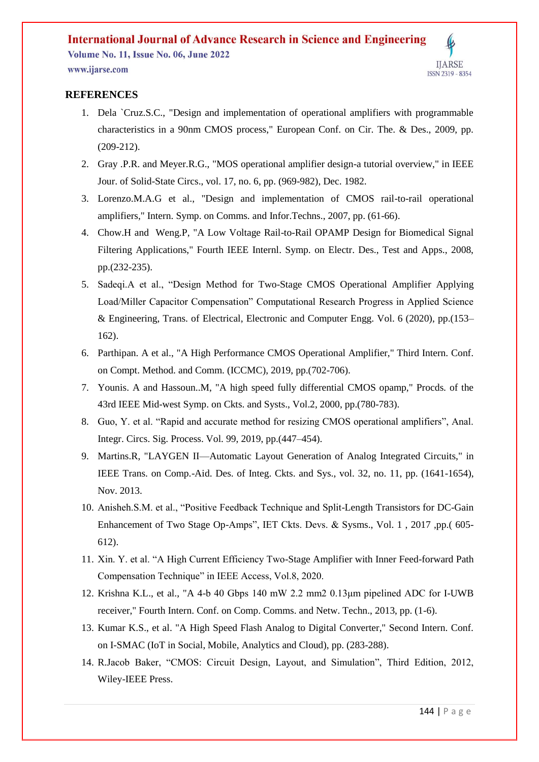## REFERENCES

1. Dela `Cruz.S.C., "Design and implementation of operational amplifiers with programmable characteristics in a 90nm CMOS process," European Conf. on Cir. The. & Des., 2009, pp. (209-212).
2. Gray .P.R. and Meyer.R.G., "MOS operational amplifier design-a tutorial overview," in IEEE Jour. of Solid-State Circs., vol. 17, no. 6, pp. (969-982), Dec. 1982.
3. Lorenzo.M.A.G et al., "Design and implementation of CMOS rail-to-rail operational amplifiers," Intern. Symp. on Comms. and Infor.Techns., 2007, pp. (61-66).
4. Chow.H and Weng.P, "A Low Voltage Rail-to-Rail OPAMP Design for Biomedical Signal Filtering Applications," Fourth IEEE Internl. Symp. on Electr. Des., Test and Apps., 2008, pp.(232-235).
5. Sadeqi.A et al., "Design Method for Two-Stage CMOS Operational Amplifier Applying Load/Miller Capacitor Compensation" Computational Research Progress in Applied Science & Engineering, Trans. of Electrical, Electronic and Computer Engg. Vol. 6 (2020), pp.(153–162).
6. Parthipan. A et al., "A High Performance CMOS Operational Amplifier," Third Intern. Conf. on Compt. Method. and Comm. (ICCMC), 2019, pp.(702-706).
7. Younis. A and Hassoun..M, "A high speed fully differential CMOS opamp," Procds. of the 43rd IEEE Mid-west Symp. on Ckts. and Systs., Vol.2, 2000, pp.(780-783).
8. Guo, Y. et al. "Rapid and accurate method for resizing CMOS operational amplifiers", Anal. Integr. Circs. Sig. Process. Vol. 99, 2019, pp.(447–454).
9. Martins.R, "LAYGEN II—Automatic Layout Generation of Analog Integrated Circuits," in IEEE Trans. on Comp.-Aid. Des. of Integ. Ckts. and Sys., vol. 32, no. 11, pp. (1641-1654), Nov. 2013.
10. Anisheh.S.M. et al., "Positive Feedback Technique and Split-Length Transistors for DC-Gain Enhancement of Two Stage Op-Amps", IET Ckts. Devs. & Sysms., Vol. 1 , 2017 ,pp.( 605-612).
11. Xin. Y. et al. "A High Current Efficiency Two-Stage Amplifier with Inner Feed-forward Path Compensation Technique" in IEEE Access, Vol.8, 2020.
12. Krishna K.L., et al., "A 4-b 40 Gbps 140 mW 2.2 mm2 0.13μm pipelined ADC for I-UWB receiver," Fourth Intern. Conf. on Comp. Comms. and Netw. Techn., 2013, pp. (1-6).
13. Kumar K.S., et al. "A High Speed Flash Analog to Digital Converter," Second Intern. Conf. on I-SMAC (IoT in Social, Mobile, Analytics and Cloud), pp. (283-288).
14. R.Jacob Baker, "CMOS: Circuit Design, Layout, and Simulation", Third Edition, 2012, Wiley-IEEE Press.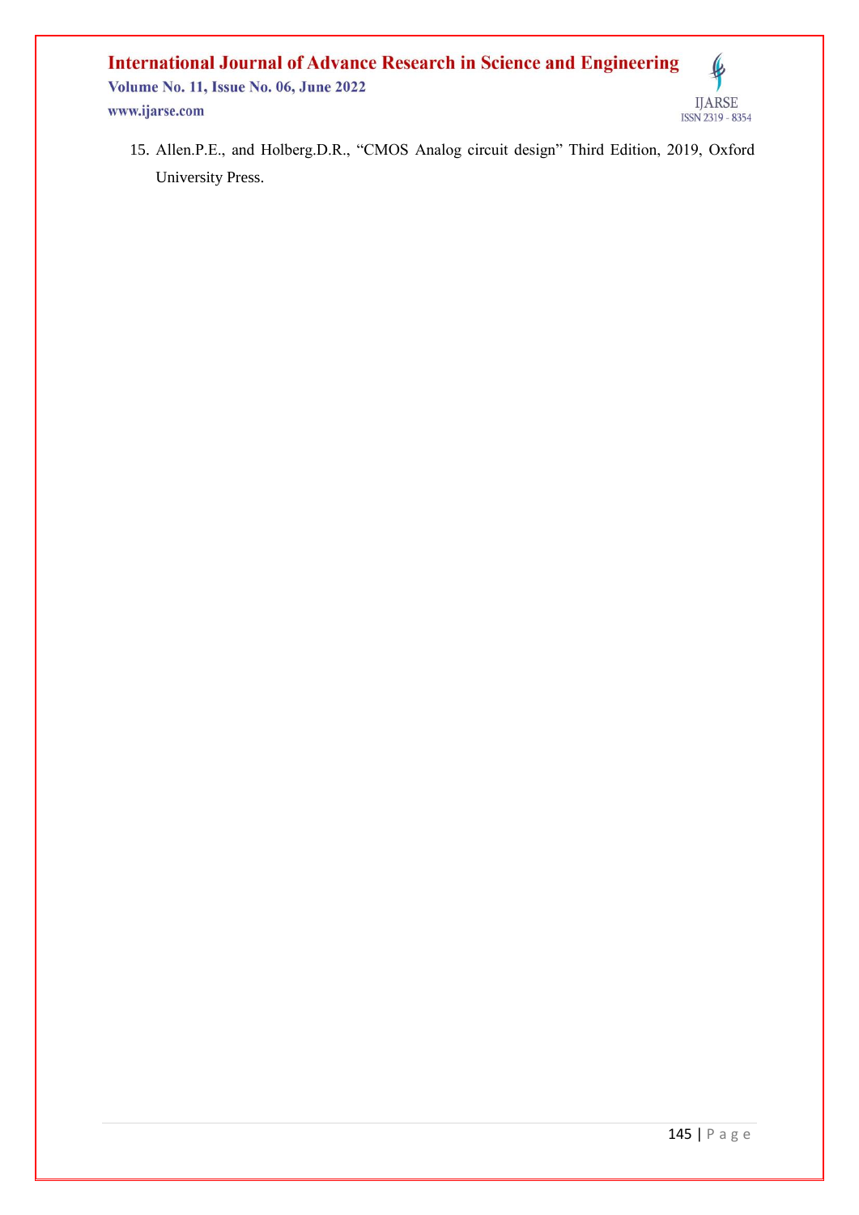15. Allen.P.E., and Holberg.D.R., "CMOS Analog circuit design" Third Edition, 2019, Oxford University Press.